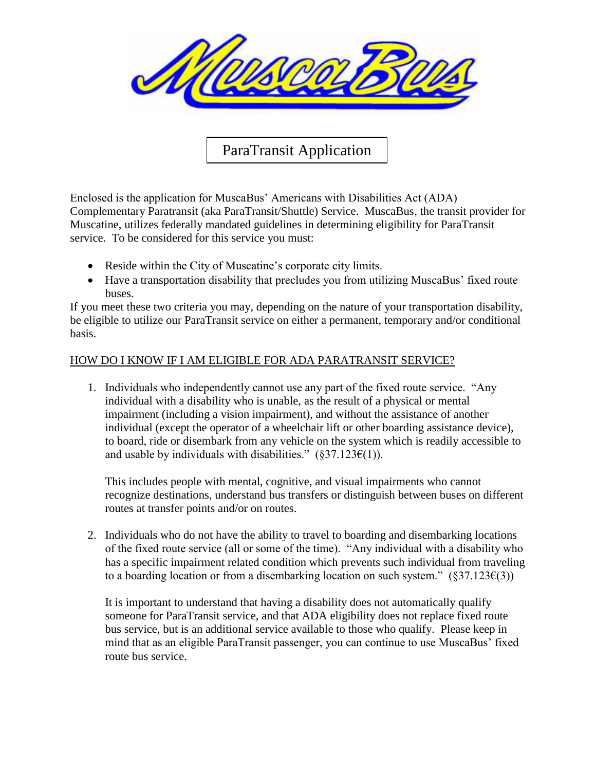# ParaTransit Application

Enclosed is the application for MuscaBus' Americans with Disabilities Act (ADA) Complementary Paratransit (aka ParaTransit/Shuttle) Service. MuscaBus, the transit provider for Muscatine, utilizes federally mandated guidelines in determining eligibility for ParaTransit service. To be considered for this service you must:

- Reside within the City of Muscatine's corporate city limits.
- Have a transportation disability that precludes you from utilizing MuscaBus' fixed route buses.

If you meet these two criteria you may, depending on the nature of your transportation disability, be eligible to utilize our ParaTransit service on either a permanent, temporary and/or conditional basis.

## HOW DO I KNOW IF I AM ELIGIBLE FOR ADA PARATRANSIT SERVICE?

1. Individuals who independently cannot use any part of the fixed route service. "Any individual with a disability who is unable, as the result of a physical or mental impairment (including a vision impairment), and without the assistance of another individual (except the operator of a wheelchair lift or other boarding assistance device), to board, ride or disembark from any vehicle on the system which is readily accessible to and usable by individuals with disabilities." (§37.123€(1)).

   This includes people with mental, cognitive, and visual impairments who cannot recognize destinations, understand bus transfers or distinguish between buses on different routes at transfer points and/or on routes.

2. Individuals who do not have the ability to travel to boarding and disembarking locations of the fixed route service (all or some of the time). "Any individual with a disability who has a specific impairment related condition which prevents such individual from traveling to a boarding location or from a disembarking location on such system." (§37.123€(3))

   It is important to understand that having a disability does not automatically qualify someone for ParaTransit service, and that ADA eligibility does not replace fixed route bus service, but is an additional service available to those who qualify. Please keep in mind that as an eligible ParaTransit passenger, you can continue to use MuscaBus' fixed route bus service.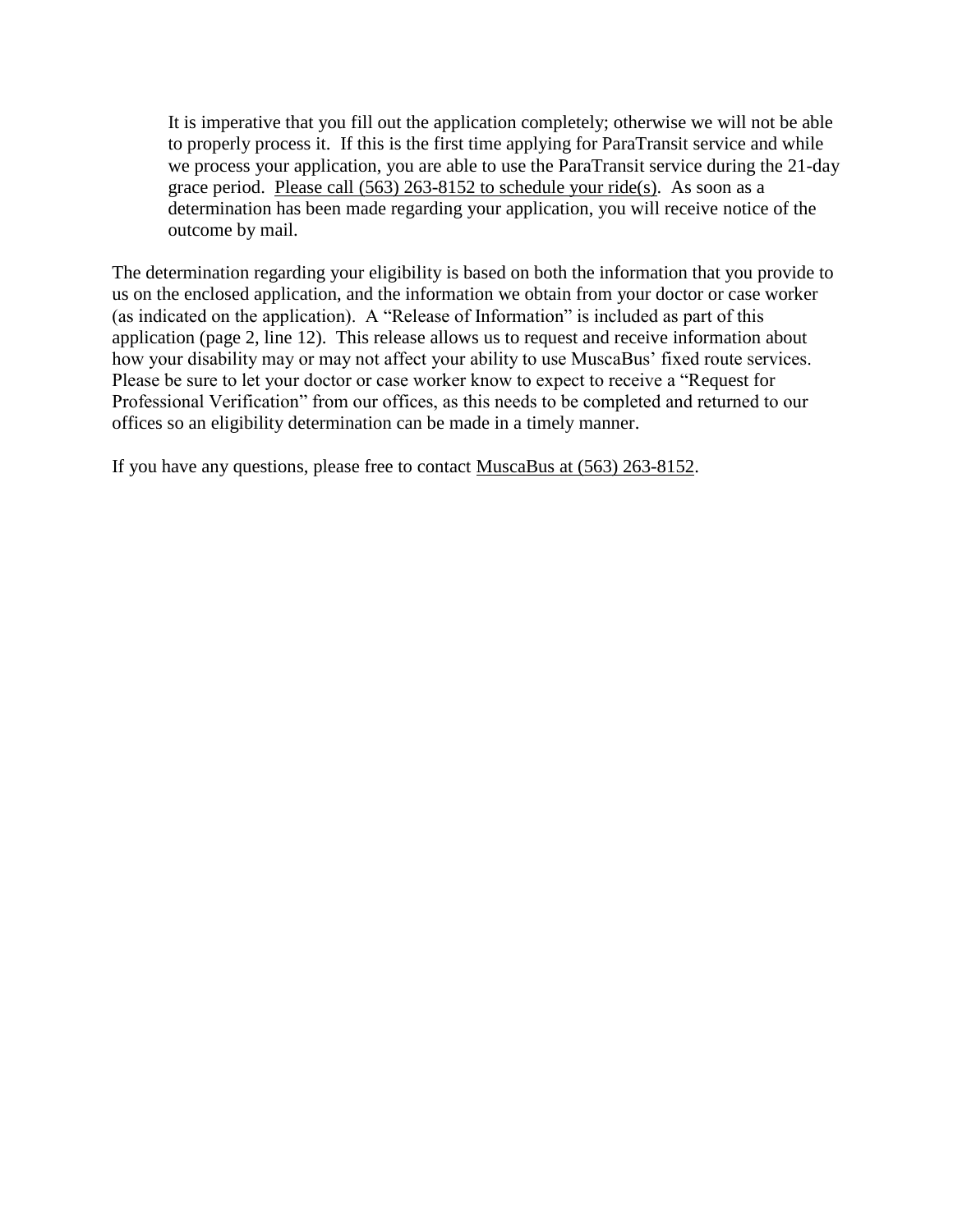It is imperative that you fill out the application completely; otherwise we will not be able to properly process it. If this is the first time applying for ParaTransit service and while we process your application, you are able to use the ParaTransit service during the 21-day grace period. Please call (563) 263-8152 to schedule your ride(s). As soon as a determination has been made regarding your application, you will receive notice of the outcome by mail.

The determination regarding your eligibility is based on both the information that you provide to us on the enclosed application, and the information we obtain from your doctor or case worker (as indicated on the application). A "Release of Information" is included as part of this application (page 2, line 12). This release allows us to request and receive information about how your disability may or may not affect your ability to use MuscaBus' fixed route services. Please be sure to let your doctor or case worker know to expect to receive a "Request for Professional Verification" from our offices, as this needs to be completed and returned to our offices so an eligibility determination can be made in a timely manner.

If you have any questions, please free to contact MuscaBus at (563) 263-8152.